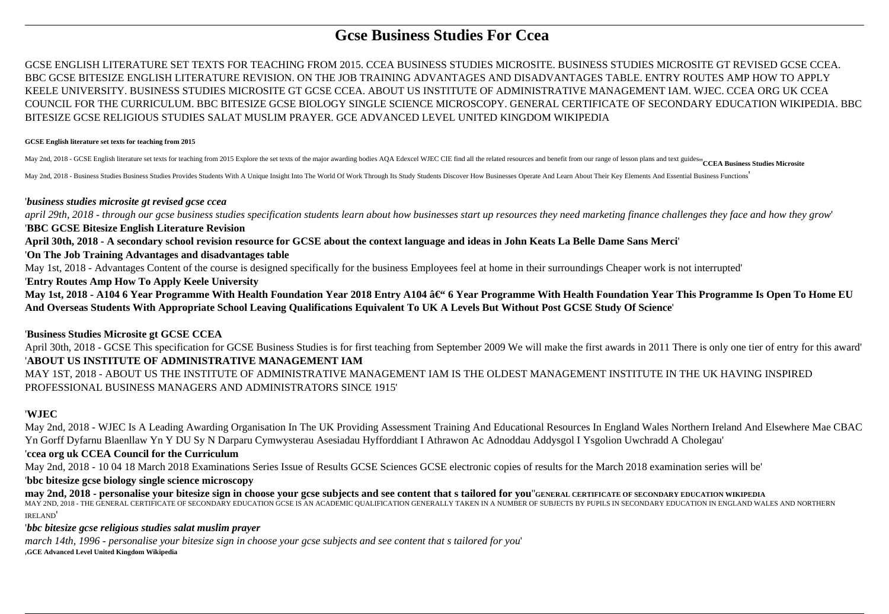# Gcse Business Studies For Ccea

GCSE ENGLISH LITERATURE SET TEXTS FOR TEACHING FROM 2015. CCEA BUSINESS STUDIES MICROSITE. BUSINESS STUDIES MICROSITE GT REVISED GCSE CCEA. BBC GCSE BITESIZE ENGLISH LITERATURE REVISION. ON THE JOB TRAINING ADVANTAGES AND DISADVANTAGES TABLE. ENTRY ROUTES AMP HOW TO APPLY KEELE UNIVERSITY. BUSINESS STUDIES MICROSITE GT GCSE CCEA. ABOUT US INSTITUTE OF ADMINISTRATIVE MANAGEMENT IAM. WJEC. CCEA ORG UK CCEA COUNCIL FOR THE CURRICULUM. BBC BITESIZE GCSE BIOLOGY SINGLE SCIENCE MICROSCOPY. GENERAL CERTIFICATE OF SECONDARY EDUCATION WIKIPEDIA. BBC BITESIZE GCSE RELIGIOUS STUDIES SALAT MUSLIM PRAYER. GCE ADVANCED LEVEL UNITED KINGDOM WIKIPEDIA

**GCSE English literature set texts for teaching from 2015**

May 2nd, 2018 - GCSE English literature set texts for teaching from 2015 Explore the set texts of the major awarding bodies AQA Edexcel WJEC CIE find all the related resources and benefit from our range of lesson plans and text guides''**CCEA Business Studies Microsite**

May 2nd, 2018 - Business Studies Business Studies Provides Students With A Unique Insight Into The World Of Work Through Its Study Students Discover How Businesses Operate And Learn About Their Key Elements And Essential Business Functions'

'***business studies microsite gt revised gcse ccea***

*april 29th, 2018 - through our gcse business studies specification students learn about how businesses start up resources they need marketing finance challenges they face and how they grow*'

'**BBC GCSE Bitesize English Literature Revision**

**April 30th, 2018 - A secondary school revision resource for GCSE about the context language and ideas in John Keats La Belle Dame Sans Merci**'

'**On The Job Training Advantages and disadvantages table**

May 1st, 2018 - Advantages Content of the course is designed specifically for the business Employees feel at home in their surroundings Cheaper work is not interrupted'

'**Entry Routes Amp How To Apply Keele University**

**May 1st, 2018 - A104 6 Year Programme With Health Foundation Year 2018 Entry A104 â€" 6 Year Programme With Health Foundation Year This Programme Is Open To Home EU And Overseas Students With Appropriate School Leaving Qualifications Equivalent To UK A Levels But Without Post GCSE Study Of Science**'

'**Business Studies Microsite gt GCSE CCEA**

April 30th, 2018 - GCSE This specification for GCSE Business Studies is for first teaching from September 2009 We will make the first awards in 2011 There is only one tier of entry for this award'

'**ABOUT US INSTITUTE OF ADMINISTRATIVE MANAGEMENT IAM**

MAY 1ST, 2018 - ABOUT US THE INSTITUTE OF ADMINISTRATIVE MANAGEMENT IAM IS THE OLDEST MANAGEMENT INSTITUTE IN THE UK HAVING INSPIRED PROFESSIONAL BUSINESS MANAGERS AND ADMINISTRATORS SINCE 1915'

'**WJEC**

May 2nd, 2018 - WJEC Is A Leading Awarding Organisation In The UK Providing Assessment Training And Educational Resources In England Wales Northern Ireland And Elsewhere Mae CBAC Yn Gorff Dyfarnu Blaenllaw Yn Y DU Sy N Darparu Cymwysterau Asesiadau Hyfforddiant I Athrawon Ac Adnoddau Addysgol I Ysgolion Uwchradd A Cholegau'

'**ccea org uk CCEA Council for the Curriculum**

May 2nd, 2018 - 10 04 18 March 2018 Examinations Series Issue of Results GCSE Sciences GCSE electronic copies of results for the March 2018 examination series will be'

'**bbc bitesize gcse biology single science microscopy**

**may 2nd, 2018 - personalise your bitesize sign in choose your gcse subjects and see content that s tailored for you**''**GENERAL CERTIFICATE OF SECONDARY EDUCATION WIKIPEDIA**

MAY 2ND, 2018 - THE GENERAL CERTIFICATE OF SECONDARY EDUCATION GCSE IS AN ACADEMIC QUALIFICATION GENERALLY TAKEN IN A NUMBER OF SUBJECTS BY PUPILS IN SECONDARY EDUCATION IN ENGLAND WALES AND NORTHERN IRELAND'

'***bbc bitesize gcse religious studies salat muslim prayer***

*march 14th, 1996 - personalise your bitesize sign in choose your gcse subjects and see content that s tailored for you*'

'**GCE Advanced Level United Kingdom Wikipedia**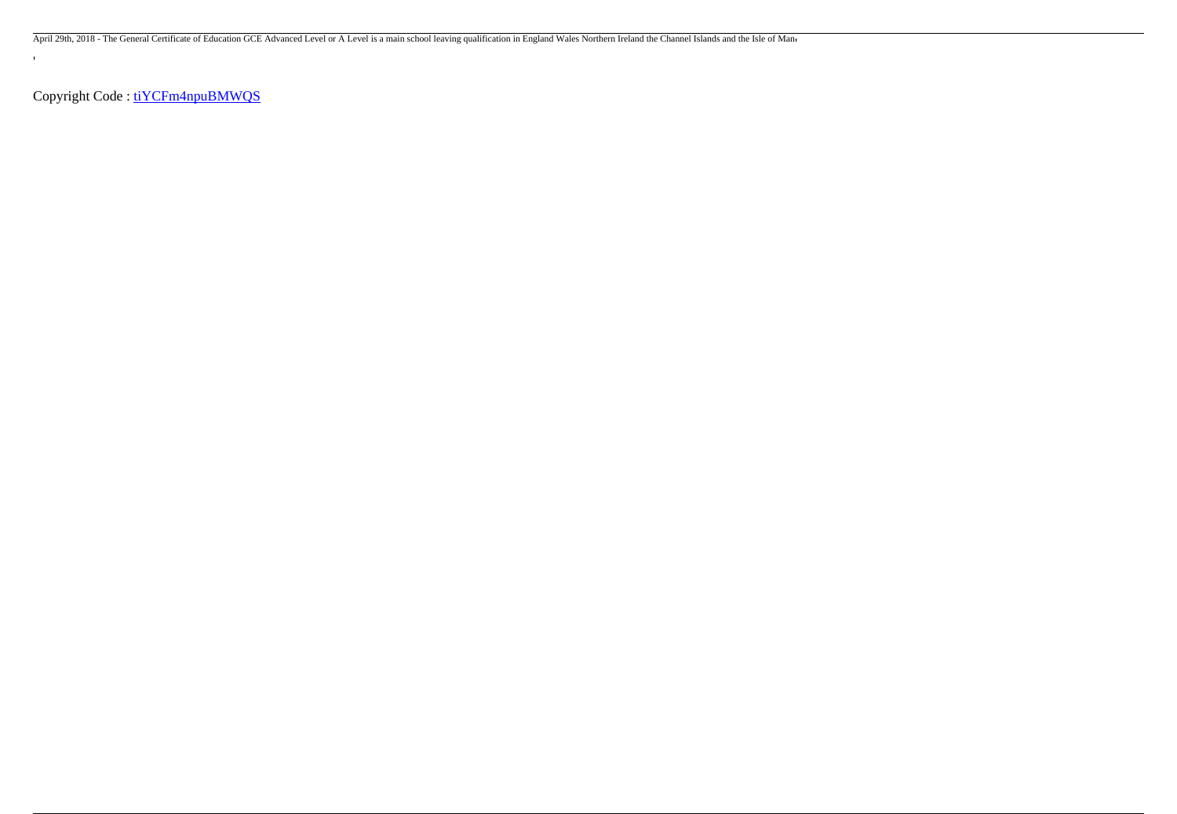April 29th, 2018 - The General Certificate of Education GCE Advanced Level or A Level is a main school leaving qualification in England Wales Northern Ireland the Channel Islands and the Isle of Man'

'

Copyright Code : tiYCFm4npuBMWQS